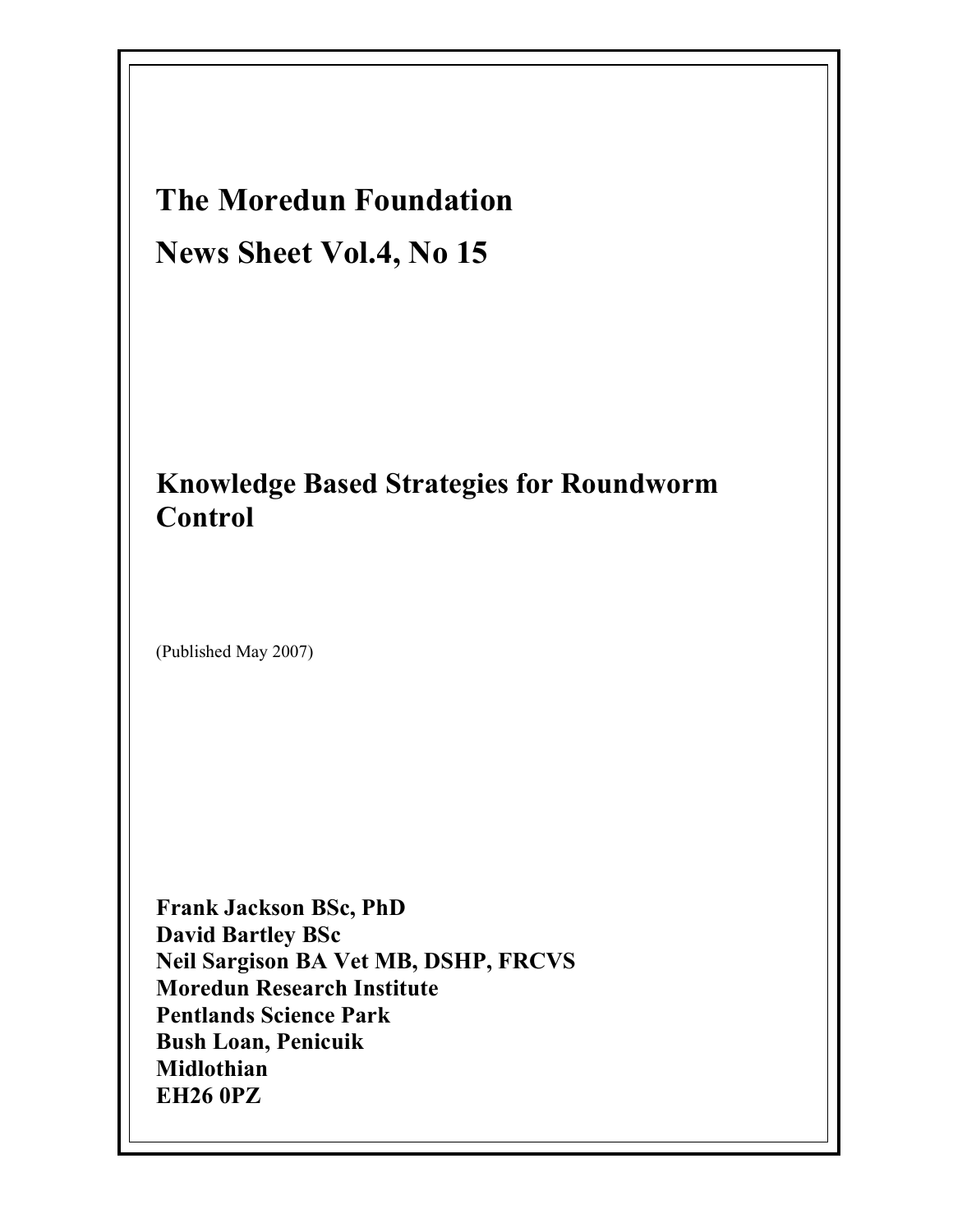# The Moredun Foundation

## News Sheet Vol.4, No 15

## Knowledge Based Strategies for Roundworm Control

(Published May 2007)

**Frank Jackson BSc, PhD**
**David Bartley BSc**
**Neil Sargison BA Vet MB, DSHP, FRCVS**
**Moredun Research Institute**
**Pentlands Science Park**
**Bush Loan, Penicuik**
**Midlothian**
**EH26 0PZ**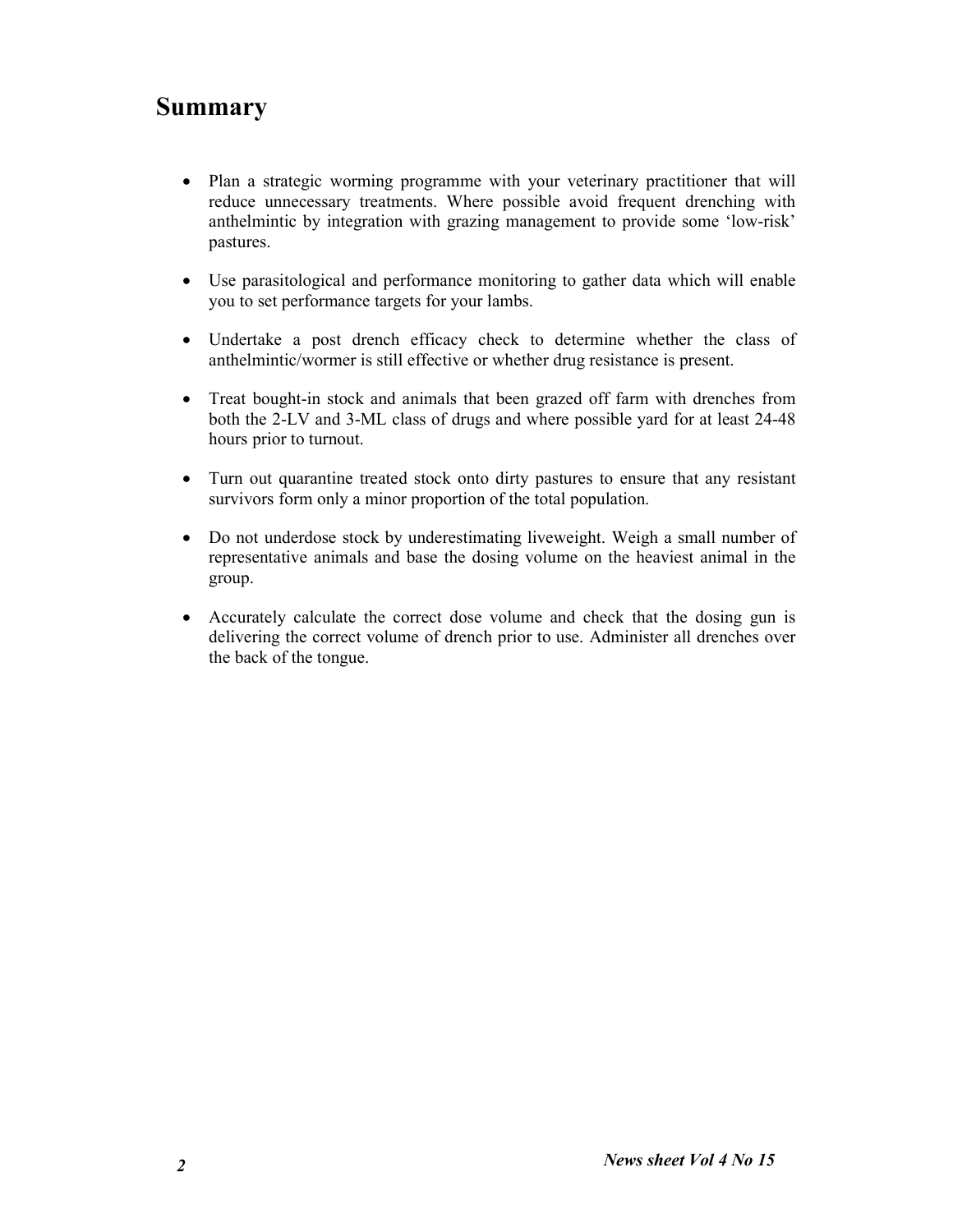## Summary

- Plan a strategic worming programme with your veterinary practitioner that will reduce unnecessary treatments. Where possible avoid frequent drenching with anthelmintic by integration with grazing management to provide some 'low-risk' pastures.

- Use parasitological and performance monitoring to gather data which will enable you to set performance targets for your lambs.

- Undertake a post drench efficacy check to determine whether the class of anthelmintic/wormer is still effective or whether drug resistance is present.

- Treat bought-in stock and animals that been grazed off farm with drenches from both the 2-LV and 3-ML class of drugs and where possible yard for at least 24-48 hours prior to turnout.

- Turn out quarantine treated stock onto dirty pastures to ensure that any resistant survivors form only a minor proportion of the total population.

- Do not underdose stock by underestimating liveweight. Weigh a small number of representative animals and base the dosing volume on the heaviest animal in the group.

- Accurately calculate the correct dose volume and check that the dosing gun is delivering the correct volume of drench prior to use. Administer all drenches over the back of the tongue.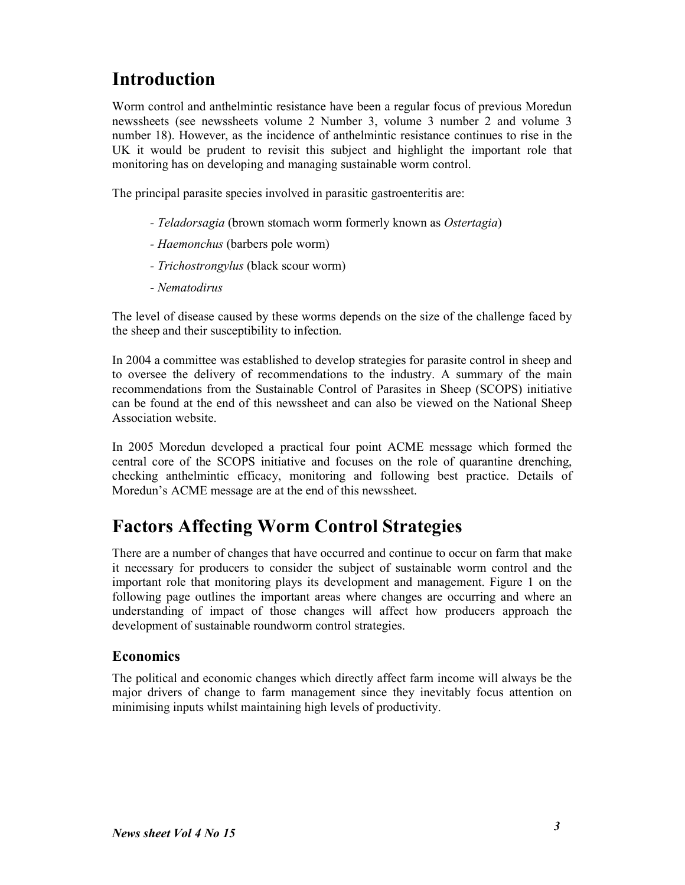# Introduction

Worm control and anthelmintic resistance have been a regular focus of previous Moredun newssheets (see newssheets volume 2 Number 3, volume 3 number 2 and volume 3 number 18). However, as the incidence of anthelmintic resistance continues to rise in the UK it would be prudent to revisit this subject and highlight the important role that monitoring has on developing and managing sustainable worm control.

The principal parasite species involved in parasitic gastroenteritis are:

- *Teladorsagia* (brown stomach worm formerly known as *Ostertagia*)
- *Haemonchus* (barbers pole worm)
- *Trichostrongylus* (black scour worm)
- *Nematodirus*

The level of disease caused by these worms depends on the size of the challenge faced by the sheep and their susceptibility to infection.

In 2004 a committee was established to develop strategies for parasite control in sheep and to oversee the delivery of recommendations to the industry. A summary of the main recommendations from the Sustainable Control of Parasites in Sheep (SCOPS) initiative can be found at the end of this newssheet and can also be viewed on the National Sheep Association website.

In 2005 Moredun developed a practical four point ACME message which formed the central core of the SCOPS initiative and focuses on the role of quarantine drenching, checking anthelmintic efficacy, monitoring and following best practice. Details of Moredun's ACME message are at the end of this newssheet.

# Factors Affecting Worm Control Strategies

There are a number of changes that have occurred and continue to occur on farm that make it necessary for producers to consider the subject of sustainable worm control and the important role that monitoring plays its development and management. Figure 1 on the following page outlines the important areas where changes are occurring and where an understanding of impact of those changes will affect how producers approach the development of sustainable roundworm control strategies.

## Economics

The political and economic changes which directly affect farm income will always be the major drivers of change to farm management since they inevitably focus attention on minimising inputs whilst maintaining high levels of productivity.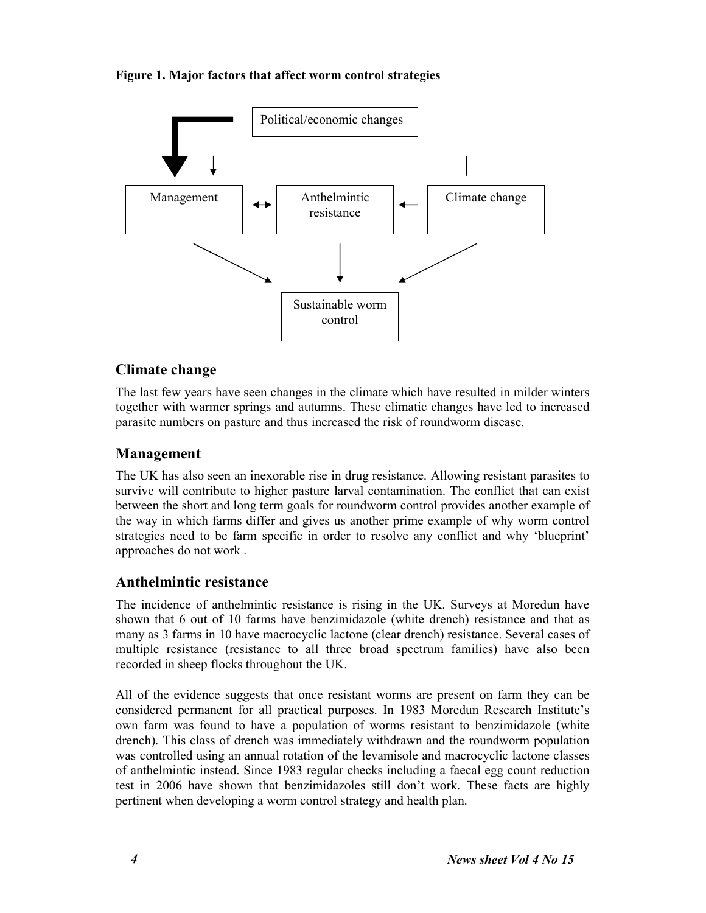**Figure 1. Major factors that affect worm control strategies**

Political/economic changes

Management

Anthelmintic resistance

Climate change

Sustainable worm control

## Climate change

The last few years have seen changes in the climate which have resulted in milder winters together with warmer springs and autumns. These climatic changes have led to increased parasite numbers on pasture and thus increased the risk of roundworm disease.

## Management

The UK has also seen an inexorable rise in drug resistance. Allowing resistant parasites to survive will contribute to higher pasture larval contamination. The conflict that can exist between the short and long term goals for roundworm control provides another example of the way in which farms differ and gives us another prime example of why worm control strategies need to be farm specific in order to resolve any conflict and why 'blueprint' approaches do not work .

## Anthelmintic resistance

The incidence of anthelmintic resistance is rising in the UK. Surveys at Moredun have shown that 6 out of 10 farms have benzimidazole (white drench) resistance and that as many as 3 farms in 10 have macrocyclic lactone (clear drench) resistance. Several cases of multiple resistance (resistance to all three broad spectrum families) have also been recorded in sheep flocks throughout the UK.

All of the evidence suggests that once resistant worms are present on farm they can be considered permanent for all practical purposes. In 1983 Moredun Research Institute's own farm was found to have a population of worms resistant to benzimidazole (white drench). This class of drench was immediately withdrawn and the roundworm population was controlled using an annual rotation of the levamisole and macrocyclic lactone classes of anthelmintic instead. Since 1983 regular checks including a faecal egg count reduction test in 2006 have shown that benzimidazoles still don't work. These facts are highly pertinent when developing a worm control strategy and health plan.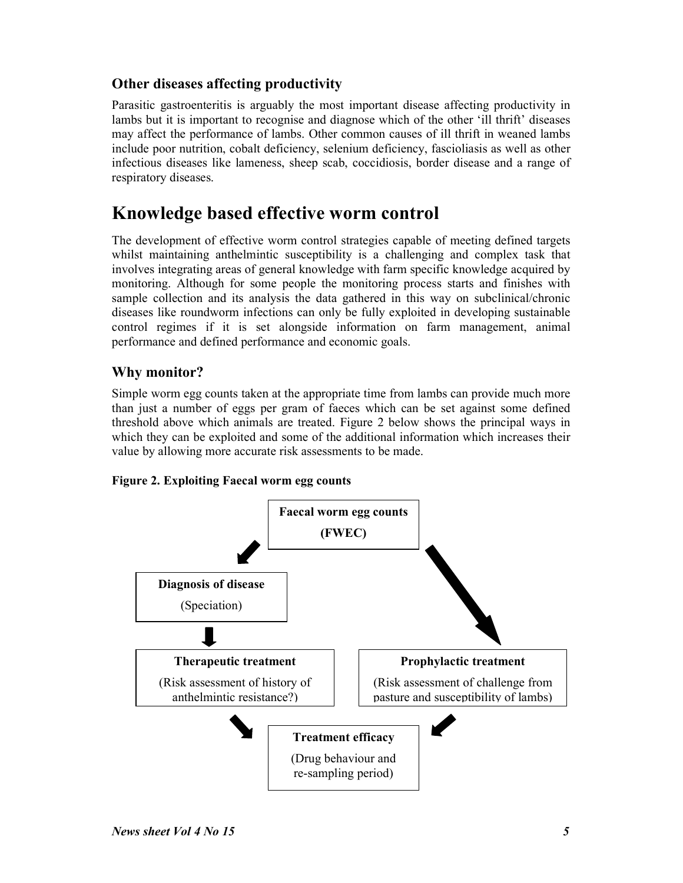### Other diseases affecting productivity

Parasitic gastroenteritis is arguably the most important disease affecting productivity in lambs but it is important to recognise and diagnose which of the other 'ill thrift' diseases may affect the performance of lambs. Other common causes of ill thrift in weaned lambs include poor nutrition, cobalt deficiency, selenium deficiency, fascioliasis as well as other infectious diseases like lameness, sheep scab, coccidiosis, border disease and a range of respiratory diseases.

## Knowledge based effective worm control

The development of effective worm control strategies capable of meeting defined targets whilst maintaining anthelmintic susceptibility is a challenging and complex task that involves integrating areas of general knowledge with farm specific knowledge acquired by monitoring. Although for some people the monitoring process starts and finishes with sample collection and its analysis the data gathered in this way on subclinical/chronic diseases like roundworm infections can only be fully exploited in developing sustainable control regimes if it is set alongside information on farm management, animal performance and defined performance and economic goals.

### Why monitor?

Simple worm egg counts taken at the appropriate time from lambs can provide much more than just a number of eggs per gram of faeces which can be set against some defined threshold above which animals are treated. Figure 2 below shows the principal ways in which they can be exploited and some of the additional information which increases their value by allowing more accurate risk assessments to be made.

**Figure 2. Exploiting Faecal worm egg counts**

**Faecal worm egg counts (FWEC)**

→ **Diagnosis of disease** (Speciation)

→ **Therapeutic treatment** (Risk assessment of history of anthelmintic resistance?)

→ **Prophylactic treatment** (Risk assessment of challenge from pasture and susceptibility of lambs)

→ **Treatment efficacy** (Drug behaviour and re-sampling period)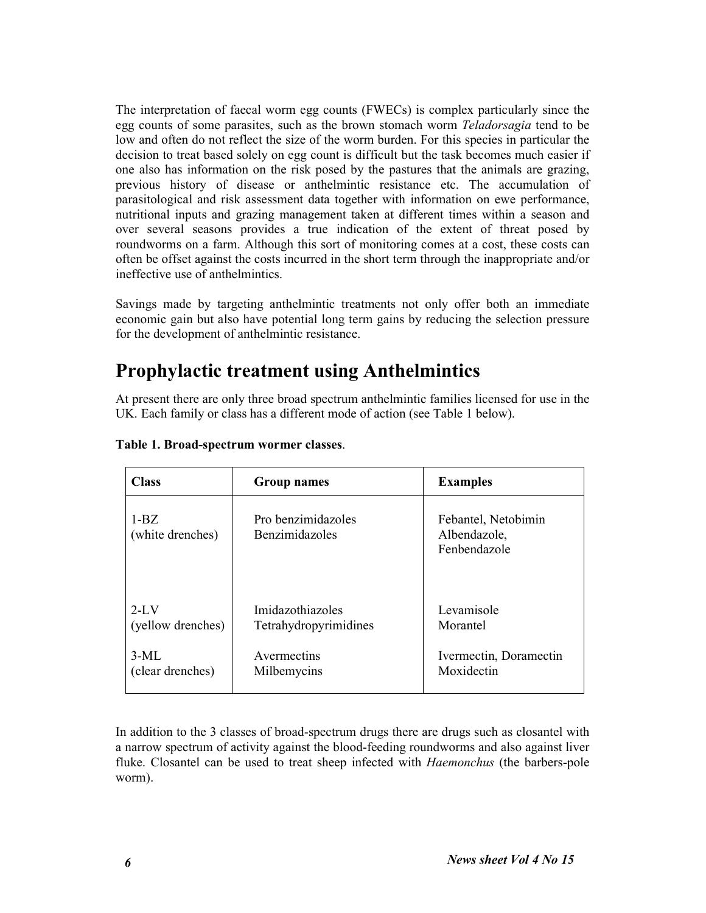The interpretation of faecal worm egg counts (FWECs) is complex particularly since the egg counts of some parasites, such as the brown stomach worm *Teladorsagia* tend to be low and often do not reflect the size of the worm burden. For this species in particular the decision to treat based solely on egg count is difficult but the task becomes much easier if one also has information on the risk posed by the pastures that the animals are grazing, previous history of disease or anthelmintic resistance etc. The accumulation of parasitological and risk assessment data together with information on ewe performance, nutritional inputs and grazing management taken at different times within a season and over several seasons provides a true indication of the extent of threat posed by roundworms on a farm. Although this sort of monitoring comes at a cost, these costs can often be offset against the costs incurred in the short term through the inappropriate and/or ineffective use of anthelmintics.

Savings made by targeting anthelmintic treatments not only offer both an immediate economic gain but also have potential long term gains by reducing the selection pressure for the development of anthelmintic resistance.

# Prophylactic treatment using Anthelmintics

At present there are only three broad spectrum anthelmintic families licensed for use in the UK. Each family or class has a different mode of action (see Table 1 below).

**Table 1. Broad-spectrum wormer classes**.

| Class | Group names | Examples |
|---|---|---|
| 1-BZ (white drenches) | Pro benzimidazoles Benzimidazoles | Febantel, Netobimin Albendazole, Fenbendazole |
| 2-LV (yellow drenches) | Imidazothiazoles Tetrahydropyrimidines | Levamisole Morantel |
| 3-ML (clear drenches) | Avermectins Milbemycins | Ivermectin, Doramectin Moxidectin |

In addition to the 3 classes of broad-spectrum drugs there are drugs such as closantel with a narrow spectrum of activity against the blood-feeding roundworms and also against liver fluke. Closantel can be used to treat sheep infected with *Haemonchus* (the barbers-pole worm).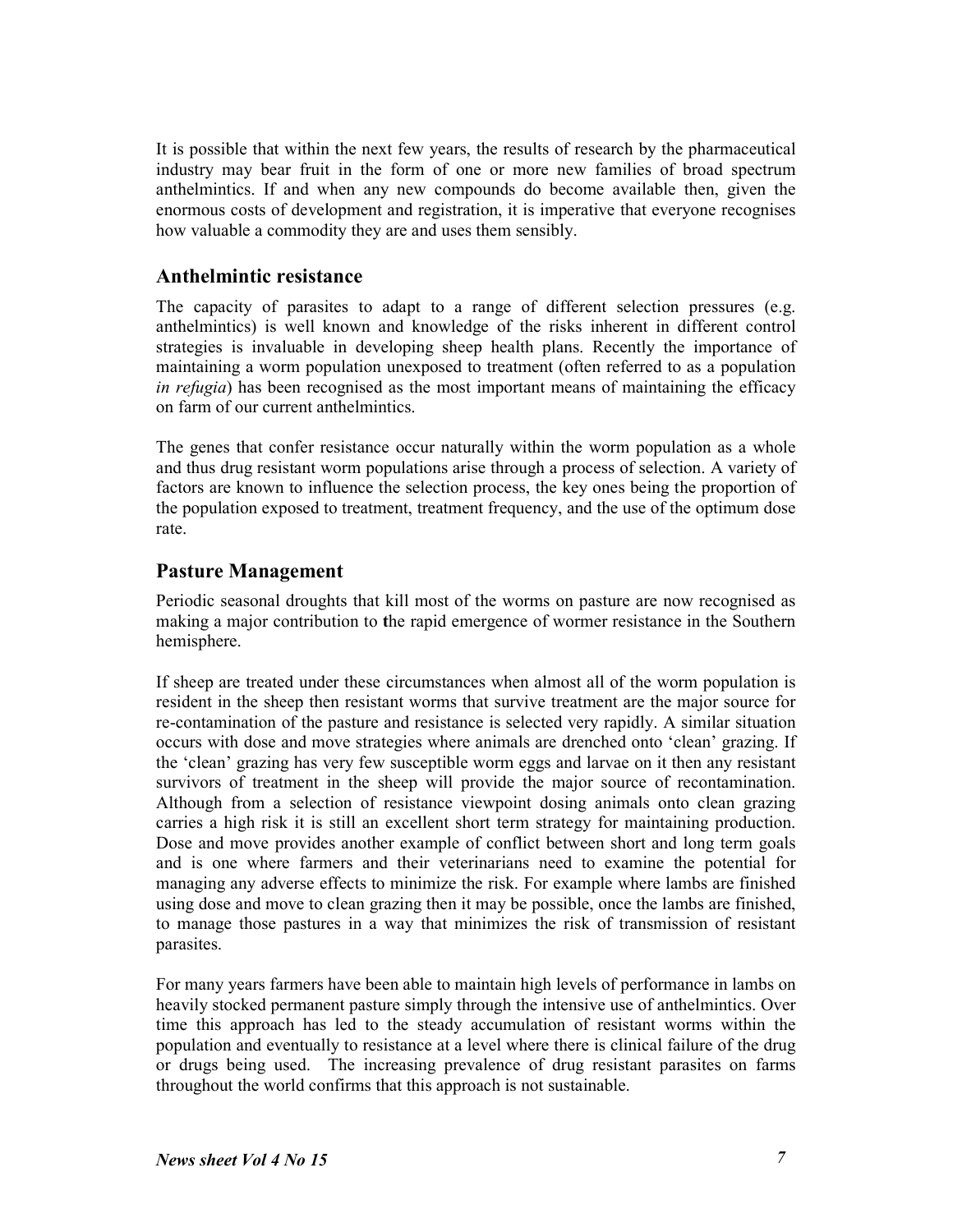It is possible that within the next few years, the results of research by the pharmaceutical industry may bear fruit in the form of one or more new families of broad spectrum anthelmintics. If and when any new compounds do become available then, given the enormous costs of development and registration, it is imperative that everyone recognises how valuable a commodity they are and uses them sensibly.

## Anthelmintic resistance

The capacity of parasites to adapt to a range of different selection pressures (e.g. anthelmintics) is well known and knowledge of the risks inherent in different control strategies is invaluable in developing sheep health plans. Recently the importance of maintaining a worm population unexposed to treatment (often referred to as a population *in refugia*) has been recognised as the most important means of maintaining the efficacy on farm of our current anthelmintics.

The genes that confer resistance occur naturally within the worm population as a whole and thus drug resistant worm populations arise through a process of selection. A variety of factors are known to influence the selection process, the key ones being the proportion of the population exposed to treatment, treatment frequency, and the use of the optimum dose rate.

## Pasture Management

Periodic seasonal droughts that kill most of the worms on pasture are now recognised as making a major contribution to the rapid emergence of wormer resistance in the Southern hemisphere.

If sheep are treated under these circumstances when almost all of the worm population is resident in the sheep then resistant worms that survive treatment are the major source for re-contamination of the pasture and resistance is selected very rapidly. A similar situation occurs with dose and move strategies where animals are drenched onto 'clean' grazing. If the 'clean' grazing has very few susceptible worm eggs and larvae on it then any resistant survivors of treatment in the sheep will provide the major source of recontamination. Although from a selection of resistance viewpoint dosing animals onto clean grazing carries a high risk it is still an excellent short term strategy for maintaining production. Dose and move provides another example of conflict between short and long term goals and is one where farmers and their veterinarians need to examine the potential for managing any adverse effects to minimize the risk. For example where lambs are finished using dose and move to clean grazing then it may be possible, once the lambs are finished, to manage those pastures in a way that minimizes the risk of transmission of resistant parasites.

For many years farmers have been able to maintain high levels of performance in lambs on heavily stocked permanent pasture simply through the intensive use of anthelmintics. Over time this approach has led to the steady accumulation of resistant worms within the population and eventually to resistance at a level where there is clinical failure of the drug or drugs being used. The increasing prevalence of drug resistant parasites on farms throughout the world confirms that this approach is not sustainable.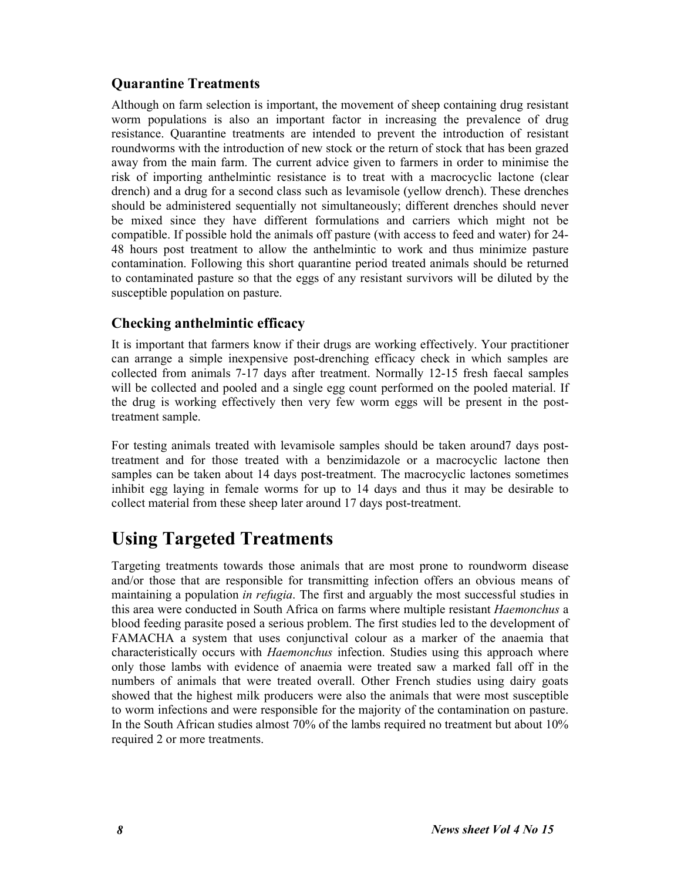### Quarantine Treatments

Although on farm selection is important, the movement of sheep containing drug resistant worm populations is also an important factor in increasing the prevalence of drug resistance. Quarantine treatments are intended to prevent the introduction of resistant roundworms with the introduction of new stock or the return of stock that has been grazed away from the main farm. The current advice given to farmers in order to minimise the risk of importing anthelmintic resistance is to treat with a macrocyclic lactone (clear drench) and a drug for a second class such as levamisole (yellow drench). These drenches should be administered sequentially not simultaneously; different drenches should never be mixed since they have different formulations and carriers which might not be compatible. If possible hold the animals off pasture (with access to feed and water) for 24-48 hours post treatment to allow the anthelmintic to work and thus minimize pasture contamination. Following this short quarantine period treated animals should be returned to contaminated pasture so that the eggs of any resistant survivors will be diluted by the susceptible population on pasture.

### Checking anthelmintic efficacy

It is important that farmers know if their drugs are working effectively. Your practitioner can arrange a simple inexpensive post-drenching efficacy check in which samples are collected from animals 7-17 days after treatment. Normally 12-15 fresh faecal samples will be collected and pooled and a single egg count performed on the pooled material. If the drug is working effectively then very few worm eggs will be present in the post-treatment sample.

For testing animals treated with levamisole samples should be taken around7 days post-treatment and for those treated with a benzimidazole or a macrocyclic lactone then samples can be taken about 14 days post-treatment. The macrocyclic lactones sometimes inhibit egg laying in female worms for up to 14 days and thus it may be desirable to collect material from these sheep later around 17 days post-treatment.

# Using Targeted Treatments

Targeting treatments towards those animals that are most prone to roundworm disease and/or those that are responsible for transmitting infection offers an obvious means of maintaining a population *in refugia*. The first and arguably the most successful studies in this area were conducted in South Africa on farms where multiple resistant *Haemonchus* a blood feeding parasite posed a serious problem. The first studies led to the development of FAMACHA a system that uses conjunctival colour as a marker of the anaemia that characteristically occurs with *Haemonchus* infection. Studies using this approach where only those lambs with evidence of anaemia were treated saw a marked fall off in the numbers of animals that were treated overall. Other French studies using dairy goats showed that the highest milk producers were also the animals that were most susceptible to worm infections and were responsible for the majority of the contamination on pasture. In the South African studies almost 70% of the lambs required no treatment but about 10% required 2 or more treatments.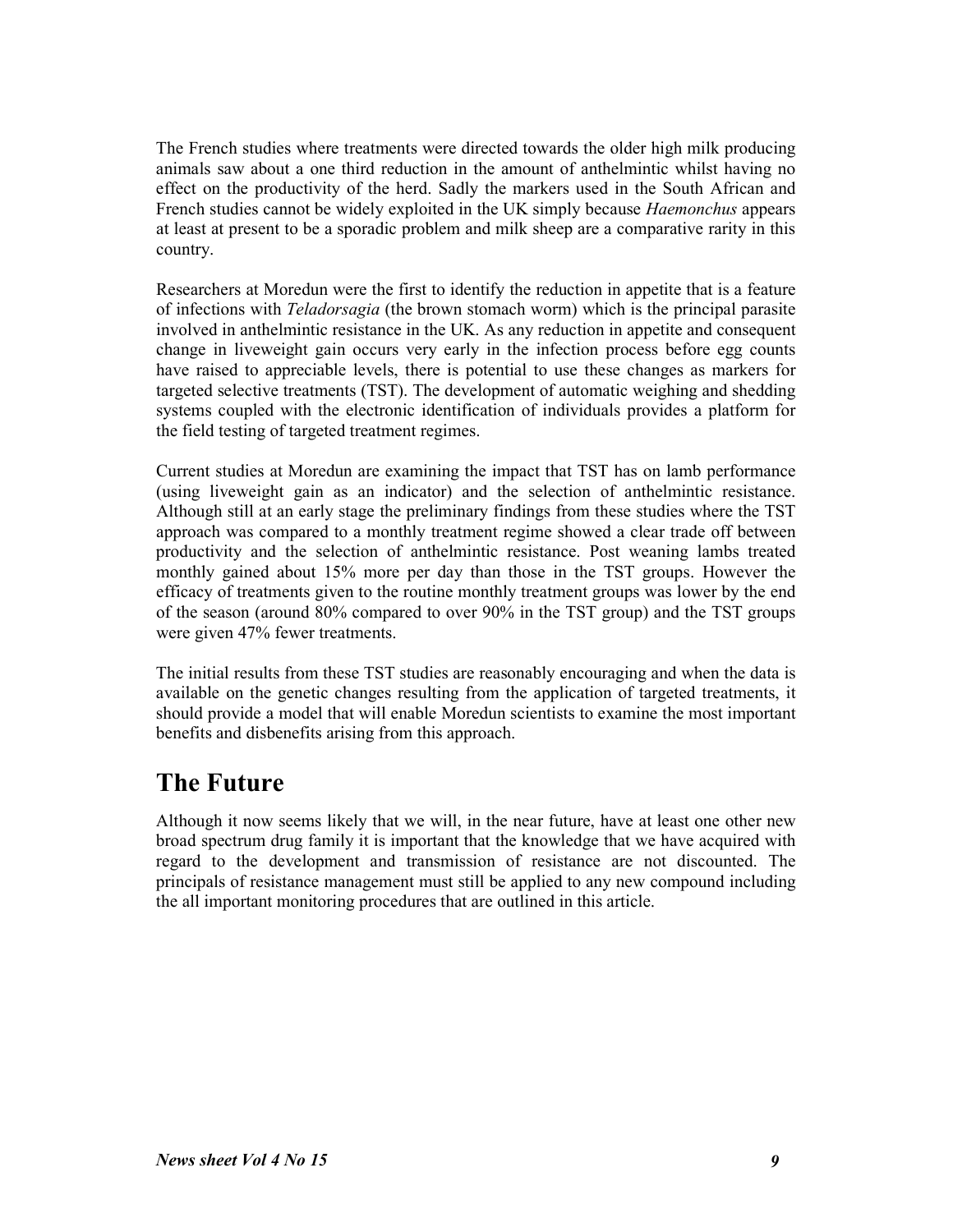The French studies where treatments were directed towards the older high milk producing animals saw about a one third reduction in the amount of anthelmintic whilst having no effect on the productivity of the herd. Sadly the markers used in the South African and French studies cannot be widely exploited in the UK simply because *Haemonchus* appears at least at present to be a sporadic problem and milk sheep are a comparative rarity in this country.

Researchers at Moredun were the first to identify the reduction in appetite that is a feature of infections with *Teladorsagia* (the brown stomach worm) which is the principal parasite involved in anthelmintic resistance in the UK. As any reduction in appetite and consequent change in liveweight gain occurs very early in the infection process before egg counts have raised to appreciable levels, there is potential to use these changes as markers for targeted selective treatments (TST). The development of automatic weighing and shedding systems coupled with the electronic identification of individuals provides a platform for the field testing of targeted treatment regimes.

Current studies at Moredun are examining the impact that TST has on lamb performance (using liveweight gain as an indicator) and the selection of anthelmintic resistance. Although still at an early stage the preliminary findings from these studies where the TST approach was compared to a monthly treatment regime showed a clear trade off between productivity and the selection of anthelmintic resistance. Post weaning lambs treated monthly gained about 15% more per day than those in the TST groups. However the efficacy of treatments given to the routine monthly treatment groups was lower by the end of the season (around 80% compared to over 90% in the TST group) and the TST groups were given 47% fewer treatments.

The initial results from these TST studies are reasonably encouraging and when the data is available on the genetic changes resulting from the application of targeted treatments, it should provide a model that will enable Moredun scientists to examine the most important benefits and disbenefits arising from this approach.

## The Future

Although it now seems likely that we will, in the near future, have at least one other new broad spectrum drug family it is important that the knowledge that we have acquired with regard to the development and transmission of resistance are not discounted. The principals of resistance management must still be applied to any new compound including the all important monitoring procedures that are outlined in this article.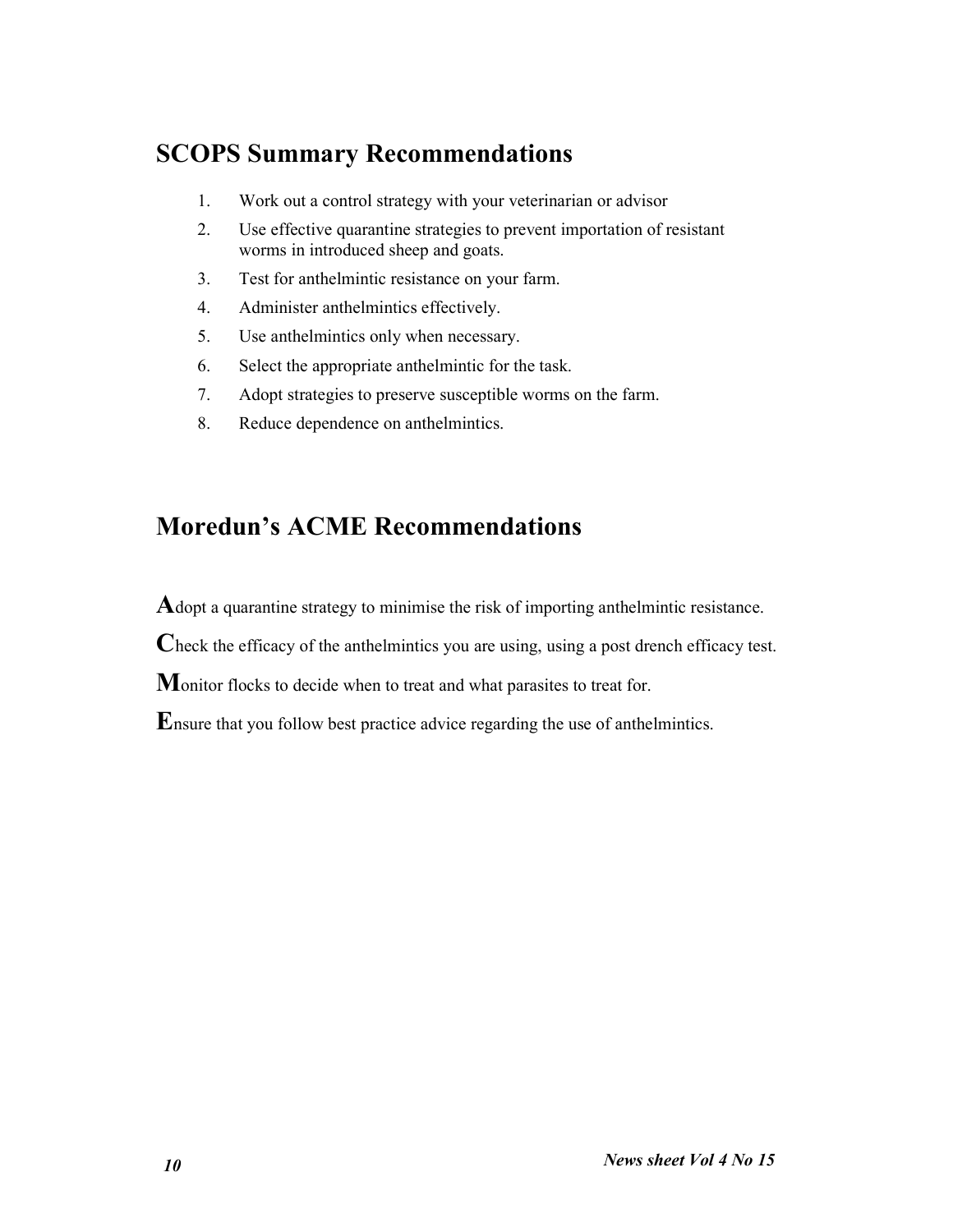## SCOPS Summary Recommendations

1. Work out a control strategy with your veterinarian or advisor
2. Use effective quarantine strategies to prevent importation of resistant worms in introduced sheep and goats.
3. Test for anthelmintic resistance on your farm.
4. Administer anthelmintics effectively.
5. Use anthelmintics only when necessary.
6. Select the appropriate anthelmintic for the task.
7. Adopt strategies to preserve susceptible worms on the farm.
8. Reduce dependence on anthelmintics.

## Moredun's ACME Recommendations

**A**dopt a quarantine strategy to minimise the risk of importing anthelmintic resistance.

**C**heck the efficacy of the anthelmintics you are using, using a post drench efficacy test.

**M**onitor flocks to decide when to treat and what parasites to treat for.

**E**nsure that you follow best practice advice regarding the use of anthelmintics.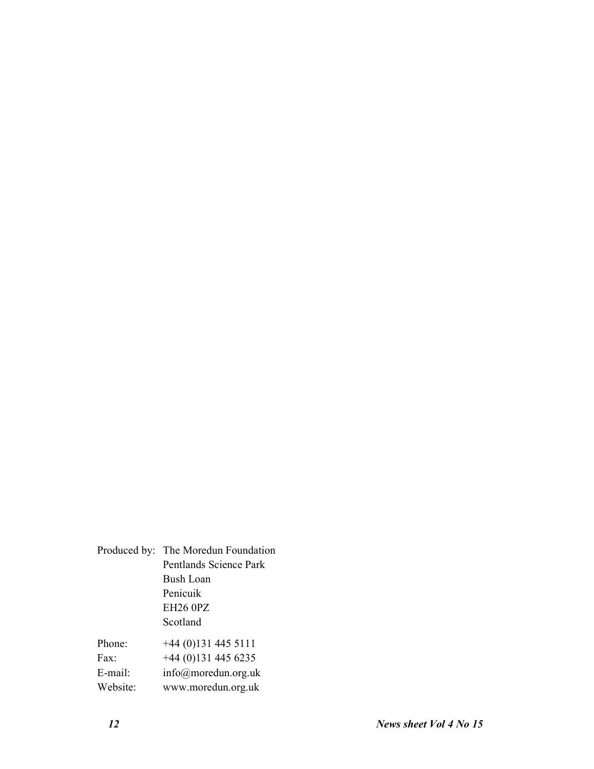Produced by: The Moredun Foundation
Pentlands Science Park
Bush Loan
Penicuik
EH26 0PZ
Scotland

| | |
|---|---|
| Phone: | +44 (0)131 445 5111 |
| Fax: | +44 (0)131 445 6235 |
| E-mail: | info@moredun.org.uk |
| Website: | www.moredun.org.uk |